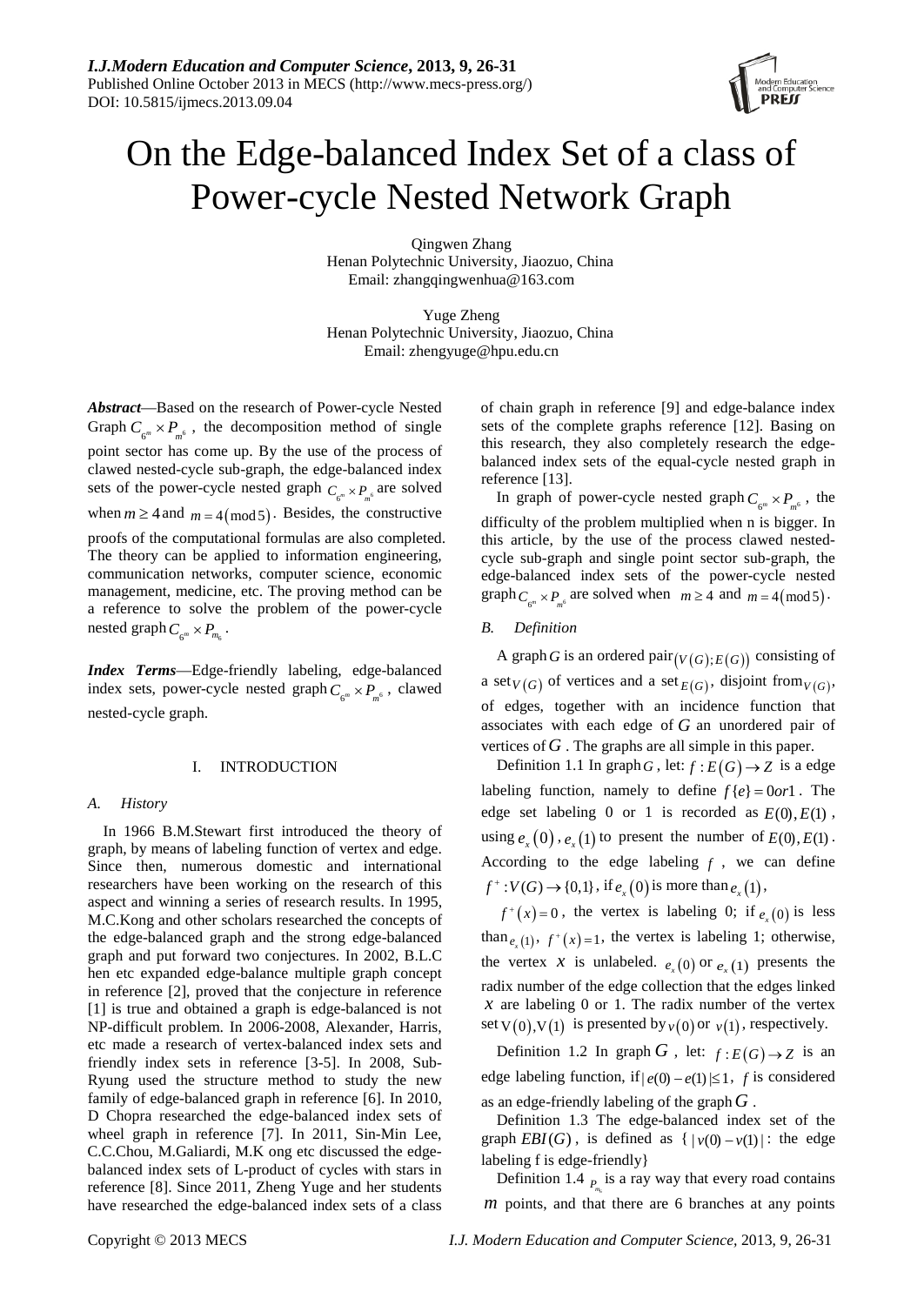# On the Edge-balanced Index Set of a class of Power-cycle Nested Network Graph

Qingwen Zhang
Henan Polytechnic University, Jiaozuo, China
Email: zhangqingwenhua@163.com

Yuge Zheng
Henan Polytechnic University, Jiaozuo, China
Email: zhengyuge@hpu.edu.cn

***Abstract***—Based on the research of Power-cycle Nested Graph $C_{6^m} \times P_{m^6}$, the decomposition method of single point sector has come up. By the use of the process of clawed nested-cycle sub-graph, the edge-balanced index sets of the power-cycle nested graph $C_{6^m} \times P_{m^6}$ are solved when $m \geq 4$ and $m = 4(\bmod 5)$. Besides, the constructive proofs of the computational formulas are also completed. The theory can be applied to information engineering, communication networks, computer science, economic management, medicine, etc. The proving method can be a reference to solve the problem of the power-cycle nested graph $C_{6^m} \times P_{m_6}$.

***Index Terms***—Edge-friendly labeling, edge-balanced index sets, power-cycle nested graph $C_{6^m} \times P_{m^6}$, clawed nested-cycle graph.

## I. INTRODUCTION

### A. History

In 1966 B.M.Stewart first introduced the theory of graph, by means of labeling function of vertex and edge. Since then, numerous domestic and international researchers have been working on the research of this aspect and winning a series of research results. In 1995, M.C.Kong and other scholars researched the concepts of the edge-balanced graph and the strong edge-balanced graph and put forward two conjectures. In 2002, B.L.C hen etc expanded edge-balance multiple graph concept in reference [2], proved that the conjecture in reference [1] is true and obtained a graph is edge-balanced is not NP-difficult problem. In 2006-2008, Alexander, Harris, etc made a research of vertex-balanced index sets and friendly index sets in reference [3-5]. In 2008, Sub-Ryung used the structure method to study the new family of edge-balanced graph in reference [6]. In 2010, D Chopra researched the edge-balanced index sets of wheel graph in reference [7]. In 2011, Sin-Min Lee, C.C.Chou, M.Galiardi, M.K ong etc discussed the edge-balanced index sets of L-product of cycles with stars in reference [8]. Since 2011, Zheng Yuge and her students have researched the edge-balanced index sets of a class of chain graph in reference [9] and edge-balance index sets of the complete graphs reference [12]. Basing on this research, they also completely research the edge-balanced index sets of the equal-cycle nested graph in reference [13].

In graph of power-cycle nested graph $C_{6^m} \times P_{m^6}$, the difficulty of the problem multiplied when n is bigger. In this article, by the use of the process clawed nested-cycle sub-graph and single point sector sub-graph, the edge-balanced index sets of the power-cycle nested graph $C_{6^m} \times P_{m^6}$ are solved when $m \geq 4$ and $m = 4(\bmod 5)$.

### B. Definition

A graph $G$ is an ordered pair $(V(G); E(G))$ consisting of a set $V(G)$ of vertices and a set $E(G)$, disjoint from $V(G)$, of edges, together with an incidence function that associates with each edge of $G$ an unordered pair of vertices of $G$. The graphs are all simple in this paper.

Definition 1.1 In graph $G$, let: $f : E(G) \to Z$ is a edge labeling function, namely to define $f\{e\} = 0 or 1$. The edge set labeling 0 or 1 is recorded as $E(0), E(1)$, using $e_x(0), e_x(1)$ to present the number of $E(0), E(1)$. According to the edge labeling $f$, we can define $f^+ : V(G) \to \{0,1\}$, if $e_x(0)$ is more than $e_x(1)$, $f^+(x) = 0$, the vertex is labeling 0; if $e_x(0)$ is less than $e_x(1)$, $f^+(x) = 1$, the vertex is labeling 1; otherwise, the vertex $x$ is unlabeled. $e_x(0)$ or $e_x(1)$ presents the radix number of the edge collection that the edges linked $x$ are labeling 0 or 1. The radix number of the vertex set $V(0), V(1)$ is presented by $v(0)$ or $v(1)$, respectively.

Definition 1.2 In graph $G$, let: $f : E(G) \to Z$ is an edge labeling function, if $|e(0) - e(1)| \leq 1$, $f$ is considered as an edge-friendly labeling of the graph $G$.

Definition 1.3 The edge-balanced index set of the graph $EBI(G)$, is defined as $\{ |v(0) - v(1)| :$ the edge labeling f is edge-friendly$\}$

Definition 1.4 $P_{m_6}$ is a ray way that every road contains $m$ points, and that there are 6 branches at any points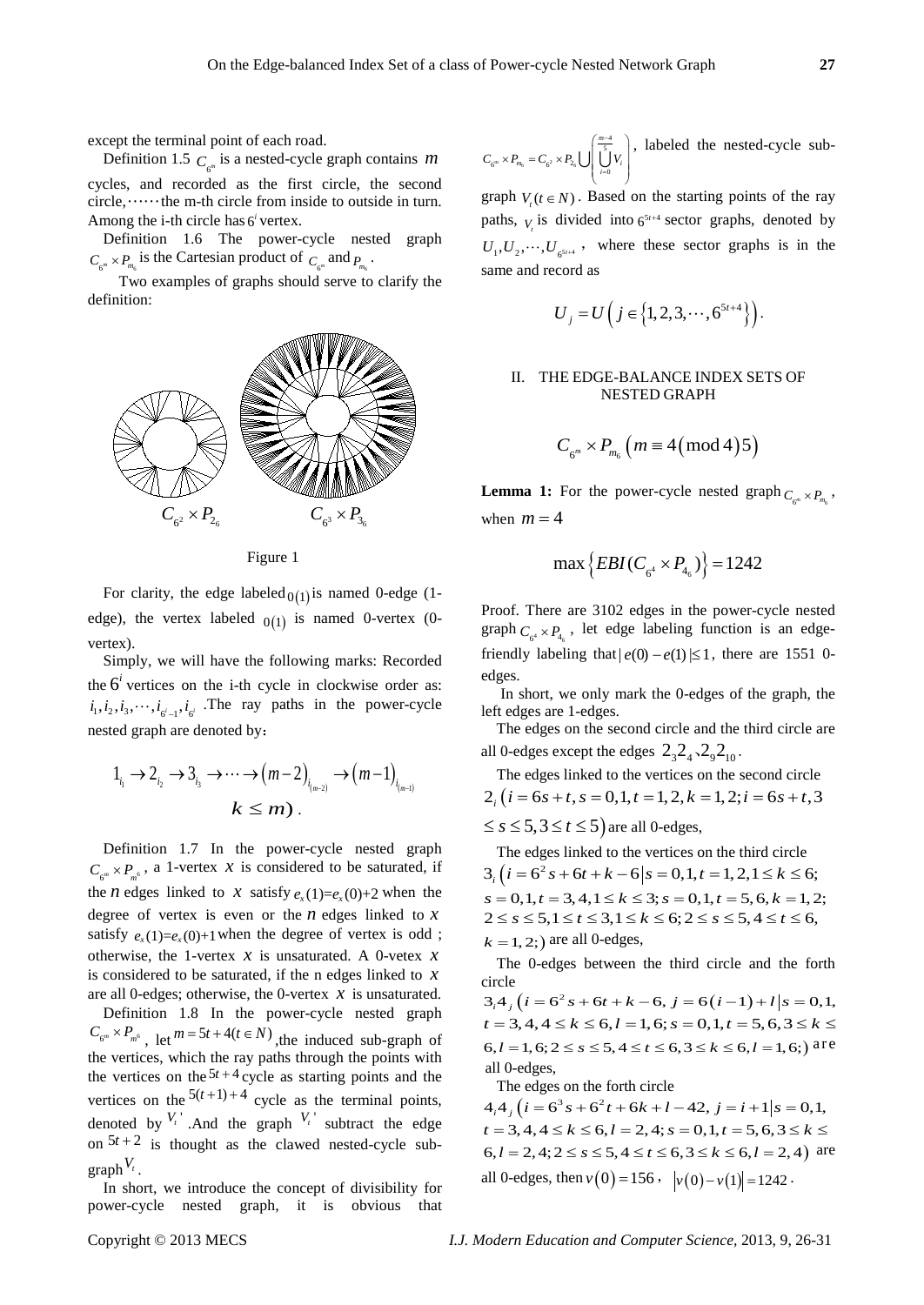except the terminal point of each road.

Definition 1.5 $C_{6^m}$ is a nested-cycle graph contains $m$ cycles, and recorded as the first circle, the second circle, ⋯⋯ the m-th circle from inside to outside in turn. Among the i-th circle has $6^i$ vertex.

Definition 1.6 The power-cycle nested graph $C_{6^m} \times P_{m_6}$ is the Cartesian product of $C_{6^m}$ and $P_{m_6}$.

Two examples of graphs should serve to clarify the definition:

$C_{6^2} \times P_{2_6}$ $\qquad$ $C_{6^3} \times P_{3_6}$

Figure 1

For clarity, the edge labeled $0(1)$ is named 0-edge (1-edge), the vertex labeled $0(1)$ is named 0-vertex (0-vertex).

Simply, we will have the following marks: Recorded the $6^i$ vertices on the i-th cycle in clockwise order as: $i_1, i_2, i_3, \cdots, i_{6^i-1}, i_{6^i}$. The ray paths in the power-cycle nested graph are denoted by:

$$1_{i_1} \to 2_{i_2} \to 3_{i_3} \to \cdots \to (m-2)_{i_{(m-2)}} \to (m-1)_{i_{(m-1)}}$$
$$k \le m).$$

Definition 1.7 In the power-cycle nested graph $C_{6^m} \times P_{m^6}$, a 1-vertex $x$ is considered to be saturated, if the $n$ edges linked to $x$ satisfy $e_x(1)=e_x(0)+2$ when the degree of vertex is even or the $n$ edges linked to $x$ satisfy $e_x(1)=e_x(0)+1$ when the degree of vertex is odd ; otherwise, the 1-vertex $x$ is unsaturated. A 0-vertex $x$ is considered to be saturated, if the n edges linked to $x$ are all 0-edges; otherwise, the 0-vertex $x$ is unsaturated.

Definition 1.8 In the power-cycle nested graph $C_{6^m} \times P_{m^6}$, let $m = 5t + 4 (t \in N)$, the induced sub-graph of the vertices, which the ray paths through the points with the vertices on the $5t+4$ cycle as starting points and the vertices on the $5(t+1)+4$ cycle as the terminal points, denoted by $V_t'$. And the graph $V_t'$ subtract the edge on $5t+2$ is thought as the clawed nested-cycle sub-graph $V_t$.

In short, we introduce the concept of divisibility for power-cycle nested graph, it is obvious that $C_{6^m} \times P_{m_6} = C_{6^2} \times P_{2_6} \bigcup \left( \bigcup_{i=0}^{\frac{m-4}{5}} V_i \right)$, labeled the nested-cycle sub-graph $V_t (t \in N)$. Based on the starting points of the ray paths, $V_t$ is divided into $6^{5t+4}$ sector graphs, denoted by $U_1, U_2, \cdots, U_{6^{5t+4}}$, where these sector graphs is in the same and record as

$$U_j = U\left( j \in \left\{1, 2, 3, \cdots, 6^{5t+4}\right\}\right).$$

## II. THE EDGE-BALANCE INDEX SETS OF NESTED GRAPH

$$C_{6^m} \times P_{m_6} \left( m \equiv 4 (\bmod 4) 5 \right)$$

**Lemma 1:** For the power-cycle nested graph $C_{6^m} \times P_{m_6}$, when $m = 4$

$$\max\left\{EBI(C_{6^4} \times P_{4_6})\right\} = 1242$$

Proof. There are 3102 edges in the power-cycle nested graph $C_{6^4} \times P_{4_6}$, let edge labeling function is an edge-friendly labeling that $|e(0) - e(1)| \le 1$, there are 1551 0-edges.

In short, we only mark the 0-edges of the graph, the left edges are 1-edges.

The edges on the second circle and the third circle are all 0-edges except the edges $2_3 2_4$, $2_9 2_{10}$.

The edges linked to the vertices on the second circle $2_i \left(i = 6s + t, s = 0,1, t = 1,2, k = 1,2; i = 6s + t, 3 \le s \le 5, 3 \le t \le 5\right)$ are all 0-edges,

The edges linked to the vertices on the third circle $3_i \left(i = 6^2 s + 6t + k - 6 \middle| s = 0,1, t = 1,2, 1 \le k \le 6; s = 0,1, t = 3,4, 1 \le k \le 3; s = 0,1, t = 5,6, k = 1,2; 2 \le s \le 5, 1 \le t \le 3, 1 \le k \le 6; 2 \le s \le 5, 4 \le t \le 6, k = 1,2;\right)$ are all 0-edges,

The 0-edges between the third circle and the forth circle $3_i 4_j \left(i = 6^2 s + 6t + k - 6,\ j = 6(i-1) + l \middle| s = 0,1, t = 3,4, 4 \le k \le 6, l = 1,6; s = 0,1, t = 5,6, 3 \le k \le 6, l = 1,6; 2 \le s \le 5, 4 \le t \le 6, 3 \le k \le 6, l = 1,6;\right)$ are all 0-edges,

The edges on the forth circle $4_i 4_j \left(i = 6^3 s + 6^2 t + 6k + l - 42,\ j = i + 1 \middle| s = 0,1, t = 3,4, 4 \le k \le 6, l = 2,4; s = 0,1, t = 5,6, 3 \le k \le 6, l = 2,4; 2 \le s \le 5, 4 \le t \le 6, 3 \le k \le 6, l = 2,4\right)$ are all 0-edges, then $v(0) = 156$, $|v(0) - v(1)| = 1242$.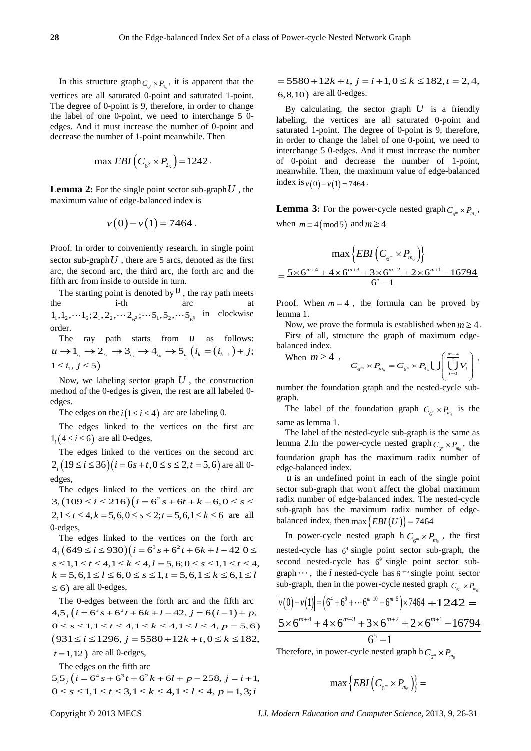In this structure graph $C_{6^4} \times P_{4_6}$, it is apparent that the vertices are all saturated 0-point and saturated 1-point. The degree of 0-point is 9, therefore, in order to change the label of one 0-point, we need to interchange 5 0-edges. And it must increase the number of 0-point and decrease the number of 1-point meanwhile. Then

$$\max EBI\left(C_{6^2} \times P_{2_6}\right) = 1242.$$

**Lemma 2:** For the single point sector sub-graph $U$, the maximum value of edge-balanced index is

$$v(0) - v(1) = 7464.$$

Proof. In order to conveniently research, in single point sector sub-graph $U$, there are 5 arcs, denoted as the first arc, the second arc, the third arc, the forth arc and the fifth arc from inside to outside in turn.

The starting point is denoted by $u$, the ray path meets the i-th arc at $1_1, 1_2, \cdots 1_6; 2_1, 2_2, \cdots 2_{6^2}; \cdots 5_1, 5_2, \cdots 5_{6^5}$ in clockwise order.

The ray path starts from $u$ as follows: $u \to 1_{i_1} \to 2_{i_2} \to 3_{i_3} \to 4_{i_4} \to 5_{i_5}$ $\left(i_k = \left(i_{k-1}\right) + j;\ 1 \le i_1,\ j \le 5\right)$

Now, we labeling sector graph $U$, the construction method of the 0-edges is given, the rest are all labeled 0-edges.

The edges on the $i\left(1 \le i \le 4\right)$ arc are labeling 0.

The edges linked to the vertices on the first arc $1_i\left(4 \le i \le 6\right)$ are all 0-edges,

The edges linked to the vertices on the second arc $2_i\left(19 \le i \le 36\right)\left(i = 6s + t, 0 \le s \le 2, t = 5, 6\right)$ are all 0-edges,

The edges linked to the vertices on the third arc $3_i\left(109 \le i \le 216\right)\left(i = 6^2 s + 6t + k - 6, 0 \le s \le 2, 1 \le t \le 4, k = 5, 6, 0 \le s \le 2; t = 5, 6, 1 \le k \le 6\right.$ are all 0-edges,

The edges linked to the vertices on the forth arc $4_i\left(649 \le i \le 930\right)\left(i = 6^3 s + 6^2 t + 6k + l - 42 \,|\, 0 \le s \le 1, 1 \le t \le 4, 1 \le k \le 4, l = 5, 6; 0 \le s \le 1, 1 \le t \le 4, k = 5, 6, 1 \le l \le 6, 0 \le s \le 1, t = 5, 6, 1 \le k \le 6, 1 \le l \le 6\right)$ are all 0-edges,

The 0-edges between the forth arc and the fifth arc $4_i 5_j\ \left(i = 6^3 s + 6^2 t + 6k + l - 42,\ j = 6(i-1) + p,\ 0 \le s \le 1, 1 \le t \le 4, 1 \le k \le 4, 1 \le l \le 4,\ p = 5, 6\right)$ $\left(931 \le i \le 1296,\ j = 5580 + 12k + t, 0 \le k \le 182,\ t = 1, 12\right)$ are all 0-edges,

The edges on the fifth arc $5_i 5_j\ \left(i = 6^4 s + 6^3 t + 6^2 k + 6l + p - 258,\ j = i + 1,\ 0 \le s \le 1, 1 \le t \le 3, 1 \le k \le 4, 1 \le l \le 4,\ p = 1, 3; i = 5580 + 12k + t,\ j = i + 1, 0 \le k \le 182, t = 2, 4, 6, 8, 10\right)$ are all 0-edges.

By calculating, the sector graph $U$ is a friendly labeling, the vertices are all saturated 0-point and saturated 1-point. The degree of 0-point is 9, therefore, in order to change the label of one 0-point, we need to interchange 5 0-edges. And it must increase the number of 0-point and decrease the number of 1-point, meanwhile. Then, the maximum value of edge-balanced index is $v(0) - v(1) = 7464$.

**Lemma 3:** For the power-cycle nested graph $C_{6^m} \times P_{m_6}$, when $m \equiv 4 \pmod 5$ and $m \ge 4$

$$\max\left\{EBI\left(C_{6^m} \times P_{m_6}\right)\right\} = \frac{5 \times 6^{m+4} + 4 \times 6^{m+3} + 3 \times 6^{m+2} + 2 \times 6^{m+1} - 16794}{6^5 - 1}$$

Proof. When $m = 4$, the formula can be proved by lemma 1.

Now, we prove the formula is established when $m \ge 4$.

First of all, structure the graph of maximum edge-balanced index.

When $m \ge 4$, $C_{6^m} \times P_{m_6} = C_{6^4} \times P_{4_6} \bigcup \left(\bigcup_{i=0}^{\frac{m-4}{5}} V_i\right)$,

number the foundation graph and the nested-cycle sub-graph.

The label of the foundation graph $C_{6^m} \times P_{m_6}$ is the same as lemma 1.

The label of the nested-cycle sub-graph is the same as lemma 2.In the power-cycle nested graph $C_{6^m} \times P_{m_6}$, the foundation graph has the maximum radix number of edge-balanced index.

$u$ is an undefined point in each of the single point sector sub-graph that won't affect the global maximum radix number of edge-balanced index. The nested-cycle sub-graph has the maximum radix number of edge-balanced index, then $\max\left\{EBI(U)\right\} = 7464$

In power-cycle nested graph h $C_{6^m} \times P_{m_6}$, the first nested-cycle has $6^4$ single point sector sub-graph, the second nested-cycle has $6^9$ single point sector sub-graph $\cdots$, the $i$ nested-cycle has $6^{m-5}$ single point sector sub-graph, then in the power-cycle nested graph $C_{6^m} \times P_{m_6}$

$$\left|v(0) - v(1)\right| = \left(6^4 + 6^9 + \cdots 6^{m-10} + 6^{m-5}\right) \times 7464 + 1242 = \frac{5 \times 6^{m+4} + 4 \times 6^{m+3} + 3 \times 6^{m+2} + 2 \times 6^{m+1} - 16794}{6^5 - 1}$$

Therefore, in power-cycle nested graph h $C_{6^m} \times P_{m_6}$

$$\max\left\{EBI\left(C_{6^m} \times P_{m_6}\right)\right\} =$$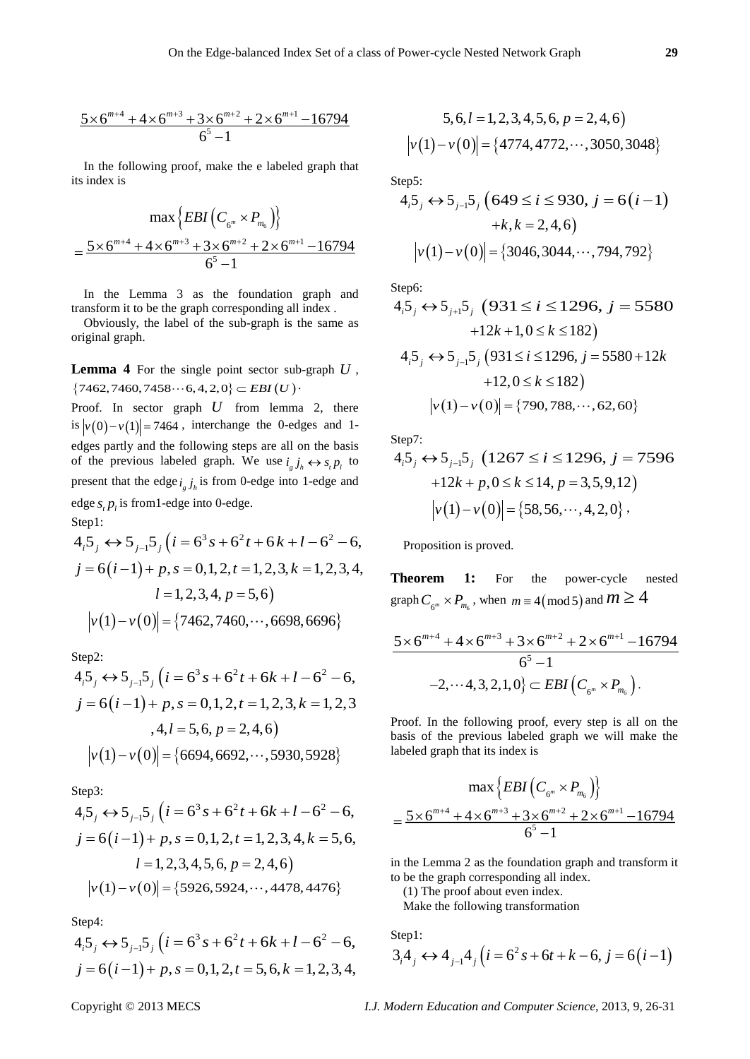$$\frac{5\times 6^{m+4}+4\times 6^{m+3}+3\times 6^{m+2}+2\times 6^{m+1}-16794}{6^5-1}$$

In the following proof, make the e labeled graph that its index is

$$\max\left\{EBI\left(C_{6^m}\times P_{m_6}\right)\right\}$$
$$=\frac{5\times 6^{m+4}+4\times 6^{m+3}+3\times 6^{m+2}+2\times 6^{m+1}-16794}{6^5-1}$$

In the Lemma 3 as the foundation graph and transform it to be the graph corresponding all index .

Obviously, the label of the sub-graph is the same as original graph.

**Lemma 4** For the single point sector sub-graph $U$, $\{7462,7460,7458\cdots 6,4,2,0\}\subset EBI(U)$.

Proof. In sector graph $U$ from lemma 2, there is $|v(0)-v(1)|=7464$, interchange the 0-edges and 1-edges partly and the following steps are all on the basis of the previous labeled graph. We use $i_g j_h \leftrightarrow s_t p_l$ to present that the edge $i_g j_h$ is from 0-edge into 1-edge and edge $s_t p_l$ is from1-edge into 0-edge.

Step1:

$$4_i 5_j \leftrightarrow 5_{j-1}5_j \;\big(i=6^3 s+6^2 t+6k+l-6^2-6,\; j=6(i-1)+p, s=0,1,2, t=1,2,3, k=1,2,3,4,\; l=1,2,3,4,\; p=5,6\big)$$
$$|v(1)-v(0)|=\{7462,7460,\cdots,6698,6696\}$$

Step2:

$$4_i 5_j \leftrightarrow 5_{j-1}5_j \;\big(i=6^3 s+6^2 t+6k+l-6^2-6,\; j=6(i-1)+p, s=0,1,2, t=1,2,3, k=1,2,3,4, l=5,6,\; p=2,4,6\big)$$
$$|v(1)-v(0)|=\{6694,6692,\cdots,5930,5928\}$$

Step3:

$$4_i 5_j \leftrightarrow 5_{j-1}5_j \;\big(i=6^3 s+6^2 t+6k+l-6^2-6,\; j=6(i-1)+p, s=0,1,2, t=1,2,3,4, k=5,6,\; l=1,2,3,4,5,6,\; p=2,4,6\big)$$
$$|v(1)-v(0)|=\{5926,5924,\cdots,4478,4476\}$$

Step4:

$$4_i 5_j \leftrightarrow 5_{j-1}5_j \;\big(i=6^3 s+6^2 t+6k+l-6^2-6,\; j=6(i-1)+p, s=0,1,2, t=5,6, k=1,2,3,4,5,6, l=1,2,3,4,5,6,\; p=2,4,6\big)$$
$$|v(1)-v(0)|=\{4774,4772,\cdots,3050,3048\}$$

Step5:

$$4_i 5_j \leftrightarrow 5_{j-1}5_j \;\big(649\le i\le 930,\; j=6(i-1)+k, k=2,4,6\big)$$
$$|v(1)-v(0)|=\{3046,3044,\cdots,794,792\}$$

Step6:

$$4_i 5_j \leftrightarrow 5_{j+1}5_j \;\big(931\le i\le 1296,\; j=5580+12k+1, 0\le k\le 182\big)$$
$$4_i 5_j \leftrightarrow 5_{j-1}5_j \;\big(931\le i\le 1296,\; j=5580+12k+12, 0\le k\le 182\big)$$
$$|v(1)-v(0)|=\{790,788,\cdots,62,60\}$$

Step7:

$$4_i 5_j \leftrightarrow 5_{j-1}5_j \;\big(1267\le i\le 1296,\; j=7596+12k+p, 0\le k\le 14, p=3,5,9,12\big)$$
$$|v(1)-v(0)|=\{58,56,\cdots,4,2,0\},$$

Proposition is proved.

**Theorem 1:** For the power-cycle nested graph $C_{6^m}\times P_{m_6}$, when $m\equiv 4(\bmod 5)$ and $m\ge 4$

$$\frac{5\times 6^{m+4}+4\times 6^{m+3}+3\times 6^{m+2}+2\times 6^{m+1}-16794}{6^5-1}$$
$$-2,\cdots 4,3,2,1,0\}\subset EBI\left(C_{6^m}\times P_{m_6}\right).$$

Proof. In the following proof, every step is all on the basis of the previous labeled graph we will make the labeled graph that its index is

$$\max\left\{EBI\left(C_{6^m}\times P_{m_6}\right)\right\}$$
$$=\frac{5\times 6^{m+4}+4\times 6^{m+3}+3\times 6^{m+2}+2\times 6^{m+1}-16794}{6^5-1}$$

in the Lemma 2 as the foundation graph and transform it to be the graph corresponding all index.

(1) The proof about even index.

Make the following transformation

Step1:

$$3_i 4_j \leftrightarrow 4_{j-1}4_j \;\big(i=6^2 s+6t+k-6,\; j=6(i-1)$$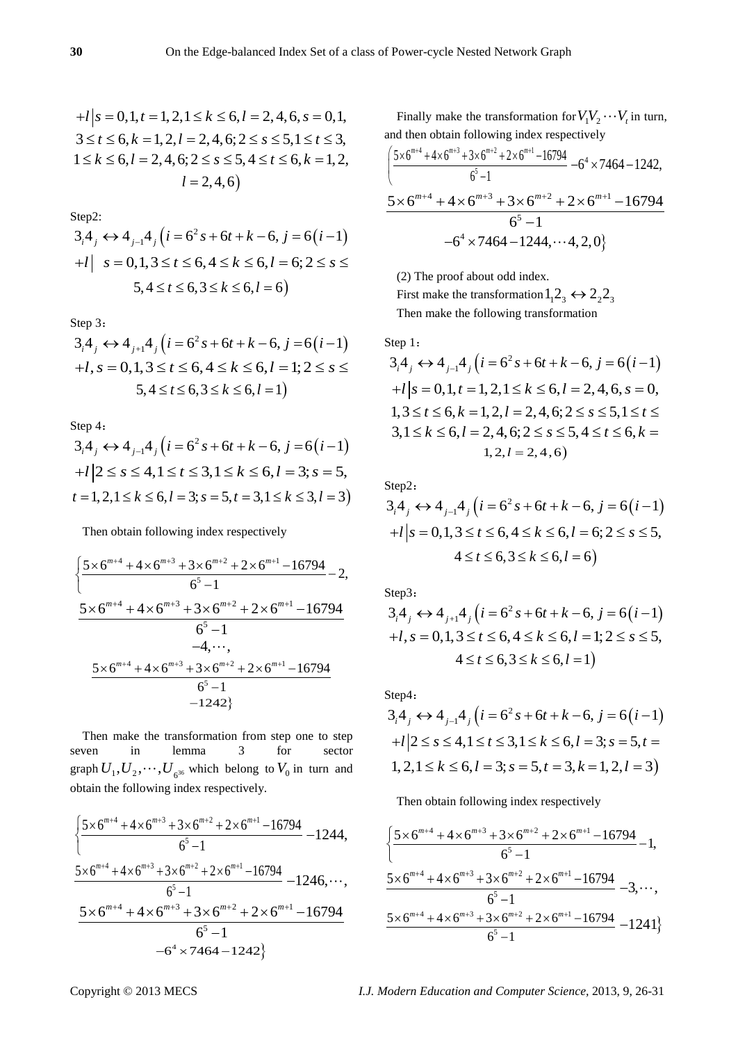$$+l \,\big|\, s=0,1,t=1,2,1\le k\le 6,l=2,4,6,s=0,1,$$
$$3\le t\le 6,k=1,2,l=2,4,6;2\le s\le 5,1\le t\le 3,$$
$$1\le k\le 6,l=2,4,6;2\le s\le 5,4\le t\le 6,k=1,2,$$
$$l=2,4,6\big)$$

Step2:

$$3_i4_j \leftrightarrow 4_{j-1}4_j \left(i=6^2 s+6t+k-6,\ j=6(i-1)\right.$$
$$+l \,\big|\; s=0,1,3\le t\le 6,4\le k\le 6,l=6;2\le s\le$$
$$\left.5,4\le t\le 6,3\le k\le 6,l=6\right)$$

Step 3:

$$3_i4_j \leftrightarrow 4_{j+1}4_j \left(i=6^2 s+6t+k-6,\ j=6(i-1)\right.$$
$$+l, s=0,1,3\le t\le 6,4\le k\le 6,l=1;2\le s\le$$
$$\left.5,4\le t\le 6,3\le k\le 6,l=1\right)$$

Step 4:

$$3_i4_j \leftrightarrow 4_{j-1}4_j \left(i=6^2 s+6t+k-6,\ j=6(i-1)\right.$$
$$+l \,\big|\, 2\le s\le 4,1\le t\le 3,1\le k\le 6,l=3;s=5,$$
$$\left.t=1,2,1\le k\le 6,l=3;s=5,t=3,1\le k\le 3,l=3\right)$$

Then obtain following index respectively

$$\left\{\frac{5\times 6^{m+4}+4\times 6^{m+3}+3\times 6^{m+2}+2\times 6^{m+1}-16794}{6^5-1}-2,\right.$$
$$\frac{5\times 6^{m+4}+4\times 6^{m+3}+3\times 6^{m+2}+2\times 6^{m+1}-16794}{6^5-1}-4,\cdots,$$
$$\left.\frac{5\times 6^{m+4}+4\times 6^{m+3}+3\times 6^{m+2}+2\times 6^{m+1}-16794}{6^5-1}-1242\right\}$$

Then make the transformation from step one to step seven in lemma 3 for sector graph $U_1,U_2,\cdots,U_{6^{36}}$ which belong to $V_0$ in turn and obtain the following index respectively.

$$\left\{\frac{5\times 6^{m+4}+4\times 6^{m+3}+3\times 6^{m+2}+2\times 6^{m+1}-16794}{6^5-1}-1244,\right.$$
$$\frac{5\times 6^{m+4}+4\times 6^{m+3}+3\times 6^{m+2}+2\times 6^{m+1}-16794}{6^5-1}-1246,\cdots,$$
$$\left.\frac{5\times 6^{m+4}+4\times 6^{m+3}+3\times 6^{m+2}+2\times 6^{m+1}-16794}{6^5-1}-6^4\times 7464-1242\right\}$$

Finally make the transformation for $V_1V_2\cdots V_t$ in turn, and then obtain following index respectively

$$\left\{\frac{5\times 6^{m+4}+4\times 6^{m+3}+3\times 6^{m+2}+2\times 6^{m+1}-16794}{6^5-1}-6^4\times 7464-1242,\right.$$
$$\left.\frac{5\times 6^{m+4}+4\times 6^{m+3}+3\times 6^{m+2}+2\times 6^{m+1}-16794}{6^5-1}-6^4\times 7464-1244,\cdots 4,2,0\right\}$$

(2) The proof about odd index.

First make the transformation $1_12_3 \leftrightarrow 2_22_3$

Then make the following transformation

Step 1:

$$3_i4_j \leftrightarrow 4_{j-1}4_j \left(i=6^2 s+6t+k-6,\ j=6(i-1)\right.$$
$$+l \,\big|\, s=0,1,t=1,2,1\le k\le 6,l=2,4,6,s=0,$$
$$1,3\le t\le 6,k=1,2,l=2,4,6;2\le s\le 5,1\le t\le$$
$$3,1\le k\le 6,l=2,4,6;2\le s\le 5,4\le t\le 6,k=$$
$$\left.1,2,l=2,4,6\right)$$

Step2:

$$3_i4_j \leftrightarrow 4_{j-1}4_j \left(i=6^2 s+6t+k-6,\ j=6(i-1)\right.$$
$$+l \,\big|\, s=0,1,3\le t\le 6,4\le k\le 6,l=6;2\le s\le 5,$$
$$\left.4\le t\le 6,3\le k\le 6,l=6\right)$$

Step3:

$$3_i4_j \leftrightarrow 4_{j+1}4_j \left(i=6^2 s+6t+k-6,\ j=6(i-1)\right.$$
$$+l, s=0,1,3\le t\le 6,4\le k\le 6,l=1;2\le s\le 5,$$
$$\left.4\le t\le 6,3\le k\le 6,l=1\right)$$

Step4:

$$3_i4_j \leftrightarrow 4_{j-1}4_j \left(i=6^2 s+6t+k-6,\ j=6(i-1)\right.$$
$$+l \,\big|\, 2\le s\le 4,1\le t\le 3,1\le k\le 6,l=3;s=5,t=$$
$$\left.1,2,1\le k\le 6,l=3;s=5,t=3,k=1,2,l=3\right)$$

Then obtain following index respectively

$$\left\{\frac{5\times 6^{m+4}+4\times 6^{m+3}+3\times 6^{m+2}+2\times 6^{m+1}-16794}{6^5-1}-1,\right.$$
$$\frac{5\times 6^{m+4}+4\times 6^{m+3}+3\times 6^{m+2}+2\times 6^{m+1}-16794}{6^5-1}-3,\cdots,$$
$$\left.\frac{5\times 6^{m+4}+4\times 6^{m+3}+3\times 6^{m+2}+2\times 6^{m+1}-16794}{6^5-1}-1241\right\}$$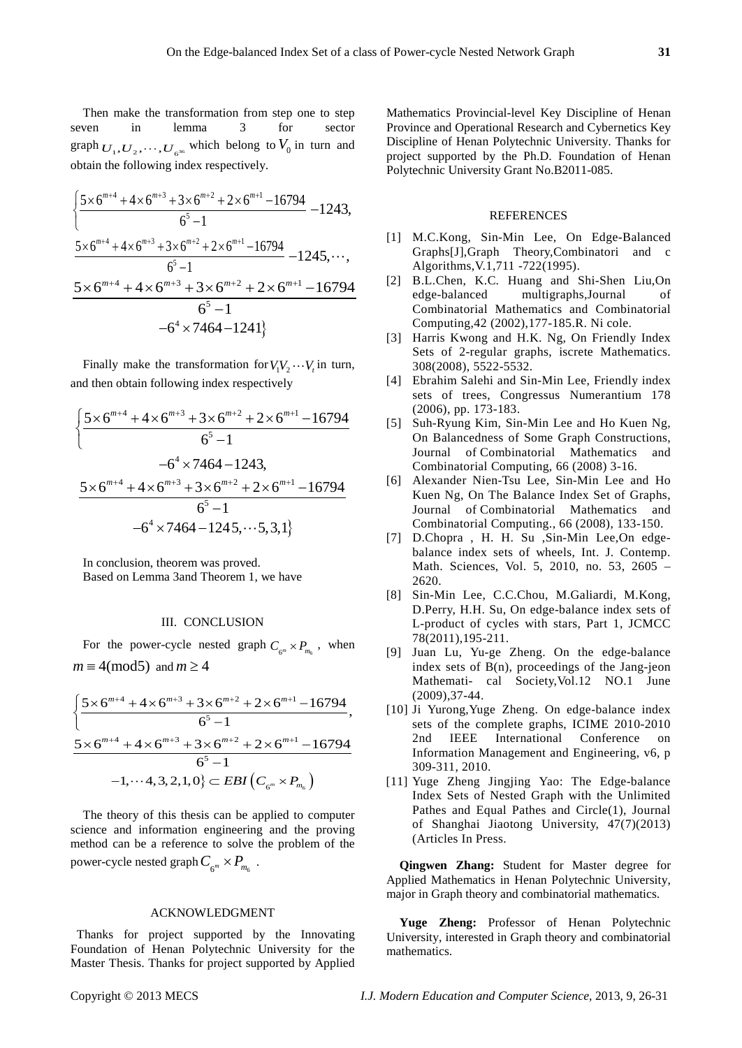Then make the transformation from step one to step seven in lemma 3 for sector graph $U_1, U_2, \cdots, U_{6^{3m}}$ which belong to $V_0$ in turn and obtain the following index respectively.

$$\left\{ \frac{5\times 6^{m+4}+4\times 6^{m+3}+3\times 6^{m+2}+2\times 6^{m+1}-16794}{6^5-1}-1243, \right.$$
$$\frac{5\times 6^{m+4}+4\times 6^{m+3}+3\times 6^{m+2}+2\times 6^{m+1}-16794}{6^5-1}-1245, \cdots,$$
$$\left. \frac{5\times 6^{m+4}+4\times 6^{m+3}+3\times 6^{m+2}+2\times 6^{m+1}-16794}{6^5-1} -6^4\times 7464-1241 \right\}$$

Finally make the transformation for $V_1 V_2 \cdots V_t$ in turn, and then obtain following index respectively

$$\left\{ \frac{5\times 6^{m+4}+4\times 6^{m+3}+3\times 6^{m+2}+2\times 6^{m+1}-16794}{6^5-1} -6^4\times 7464-1243, \right.$$
$$\left. \frac{5\times 6^{m+4}+4\times 6^{m+3}+3\times 6^{m+2}+2\times 6^{m+1}-16794}{6^5-1} -6^4\times 7464-1245, \cdots 5,3,1 \right\}$$

In conclusion, theorem was proved.
Based on Lemma 3and Theorem 1, we have

## III. CONCLUSION

For the power-cycle nested graph $C_{6^m} \times P_{m_6}$, when $m \equiv 4(\text{mod}5)$ and $m \geq 4$

$$\left\{ \frac{5\times 6^{m+4}+4\times 6^{m+3}+3\times 6^{m+2}+2\times 6^{m+1}-16794}{6^5-1}, \right.$$
$$\left. \frac{5\times 6^{m+4}+4\times 6^{m+3}+3\times 6^{m+2}+2\times 6^{m+1}-16794}{6^5-1} -1, \cdots 4,3,2,1,0 \right\} \subset EBI\left(C_{6^m} \times P_{m_6}\right)$$

The theory of this thesis can be applied to computer science and information engineering and the proving method can be a reference to solve the problem of the power-cycle nested graph $C_{6^m} \times P_{m_6}$.

## ACKNOWLEDGMENT

Thanks for project supported by the Innovating Foundation of Henan Polytechnic University for the Master Thesis. Thanks for project supported by Applied Mathematics Provincial-level Key Discipline of Henan Province and Operational Research and Cybernetics Key Discipline of Henan Polytechnic University. Thanks for project supported by the Ph.D. Foundation of Henan Polytechnic University Grant No.B2011-085.

## REFERENCES

[1] M.C.Kong, Sin-Min Lee, On Edge-Balanced Graphs[J],Graph Theory,Combinatori and c Algorithms,V.1,711 -722(1995).

[2] B.L.Chen, K.C. Huang and Shi-Shen Liu,On edge-balanced multigraphs,Journal of Combinatorial Mathematics and Combinatorial Computing,42 (2002),177-185.R. Ni cole.

[3] Harris Kwong and H.K. Ng, On Friendly Index Sets of 2-regular graphs, iscrete Mathematics. 308(2008), 5522-5532.

[4] Ebrahim Salehi and Sin-Min Lee, Friendly index sets of trees, Congressus Numerantium 178 (2006), pp. 173-183.

[5] Suh-Ryung Kim, Sin-Min Lee and Ho Kuen Ng, On Balancedness of Some Graph Constructions, Journal of Combinatorial Mathematics and Combinatorial Computing, 66 (2008) 3-16.

[6] Alexander Nien-Tsu Lee, Sin-Min Lee and Ho Kuen Ng, On The Balance Index Set of Graphs, Journal of Combinatorial Mathematics and Combinatorial Computing., 66 (2008), 133-150.

[7] D.Chopra , H. H. Su ,Sin-Min Lee,On edge-balance index sets of wheels, Int. J. Contemp. Math. Sciences, Vol. 5, 2010, no. 53, 2605 – 2620.

[8] Sin-Min Lee, C.C.Chou, M.Galiardi, M.Kong, D.Perry, H.H. Su, On edge-balance index sets of L-product of cycles with stars, Part 1, JCMCC 78(2011),195-211.

[9] Juan Lu, Yu-ge Zheng. On the edge-balance index sets of B(n), proceedings of the Jang-jeon Mathemati- cal Society,Vol.12 NO.1 June (2009),37-44.

[10] Ji Yurong,Yuge Zheng. On edge-balance index sets of the complete graphs, ICIME 2010-2010 2nd IEEE International Conference on Information Management and Engineering, v6, p 309-311, 2010.

[11] Yuge Zheng Jingjing Yao: The Edge-balance Index Sets of Nested Graph with the Unlimited Pathes and Equal Pathes and Circle(1), Journal of Shanghai Jiaotong University, 47(7)(2013) (Articles In Press.

**Qingwen Zhang:** Student for Master degree for Applied Mathematics in Henan Polytechnic University, major in Graph theory and combinatorial mathematics.

**Yuge Zheng:** Professor of Henan Polytechnic University, interested in Graph theory and combinatorial mathematics.